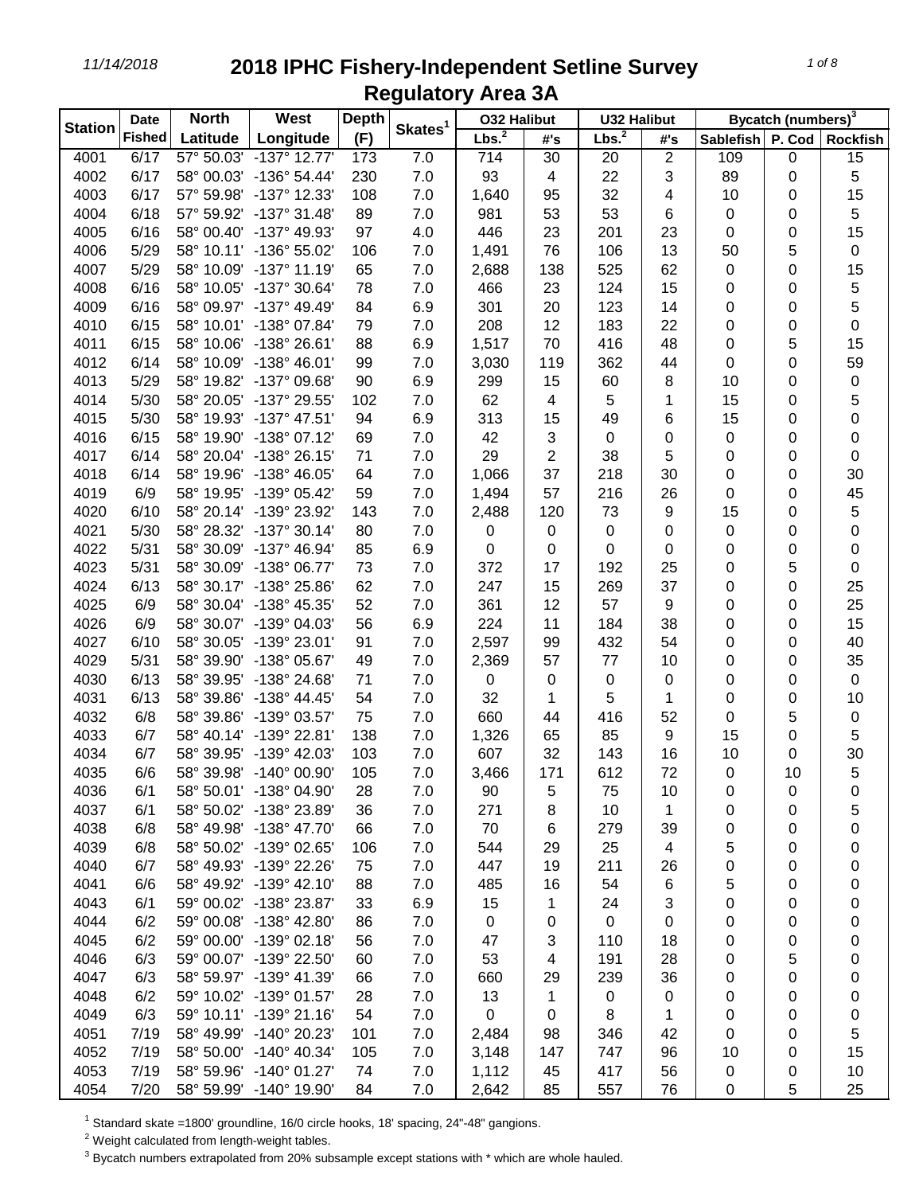# 2018 IPHC Fishery-Independent Setline Survey

## Regulatory Area 3A

| Station | Date Fished | North Latitude | West Longitude | Depth (F) | Skates[1] | O32 Halibut | | U32 Halibut | | Bycatch (numbers)[3] | | |
|---|---|---|---|---|---|---|---|---|---|---|---|---|
| | | | | | | Lbs.[2] | #'s | Lbs.[2] | #'s | Sablefish | P. Cod | Rockfish |
| 4001 | 6/17 | 57° 50.03' | -137° 12.77' | 173 | 7.0 | 714 | 30 | 20 | 2 | 109 | 0 | 15 |
| 4002 | 6/17 | 58° 00.03' | -136° 54.44' | 230 | 7.0 | 93 | 4 | 22 | 3 | 89 | 0 | 5 |
| 4003 | 6/17 | 57° 59.98' | -137° 12.33' | 108 | 7.0 | 1,640 | 95 | 32 | 4 | 10 | 0 | 15 |
| 4004 | 6/18 | 57° 59.92' | -137° 31.48' | 89 | 7.0 | 981 | 53 | 53 | 6 | 0 | 0 | 5 |
| 4005 | 6/16 | 58° 00.40' | -137° 49.93' | 97 | 4.0 | 446 | 23 | 201 | 23 | 0 | 0 | 15 |
| 4006 | 5/29 | 58° 10.11' | -136° 55.02' | 106 | 7.0 | 1,491 | 76 | 106 | 13 | 50 | 5 | 0 |
| 4007 | 5/29 | 58° 10.09' | -137° 11.19' | 65 | 7.0 | 2,688 | 138 | 525 | 62 | 0 | 0 | 15 |
| 4008 | 6/16 | 58° 10.05' | -137° 30.64' | 78 | 7.0 | 466 | 23 | 124 | 15 | 0 | 0 | 5 |
| 4009 | 6/16 | 58° 09.97' | -137° 49.49' | 84 | 6.9 | 301 | 20 | 123 | 14 | 0 | 0 | 5 |
| 4010 | 6/15 | 58° 10.01' | -138° 07.84' | 79 | 7.0 | 208 | 12 | 183 | 22 | 0 | 0 | 0 |
| 4011 | 6/15 | 58° 10.06' | -138° 26.61' | 88 | 6.9 | 1,517 | 70 | 416 | 48 | 0 | 5 | 15 |
| 4012 | 6/14 | 58° 10.09' | -138° 46.01' | 99 | 7.0 | 3,030 | 119 | 362 | 44 | 0 | 0 | 59 |
| 4013 | 5/29 | 58° 19.82' | -137° 09.68' | 90 | 6.9 | 299 | 15 | 60 | 8 | 10 | 0 | 0 |
| 4014 | 5/30 | 58° 20.05' | -137° 29.55' | 102 | 7.0 | 62 | 4 | 5 | 1 | 15 | 0 | 5 |
| 4015 | 5/30 | 58° 19.93' | -137° 47.51' | 94 | 6.9 | 313 | 15 | 49 | 6 | 15 | 0 | 0 |
| 4016 | 6/15 | 58° 19.90' | -138° 07.12' | 69 | 7.0 | 42 | 3 | 0 | 0 | 0 | 0 | 0 |
| 4017 | 6/14 | 58° 20.04' | -138° 26.15' | 71 | 7.0 | 29 | 2 | 38 | 5 | 0 | 0 | 0 |
| 4018 | 6/14 | 58° 19.96' | -138° 46.05' | 64 | 7.0 | 1,066 | 37 | 218 | 30 | 0 | 0 | 30 |
| 4019 | 6/9 | 58° 19.95' | -139° 05.42' | 59 | 7.0 | 1,494 | 57 | 216 | 26 | 0 | 0 | 45 |
| 4020 | 6/10 | 58° 20.14' | -139° 23.92' | 143 | 7.0 | 2,488 | 120 | 73 | 9 | 15 | 0 | 5 |
| 4021 | 5/30 | 58° 28.32' | -137° 30.14' | 80 | 7.0 | 0 | 0 | 0 | 0 | 0 | 0 | 0 |
| 4022 | 5/31 | 58° 30.09' | -137° 46.94' | 85 | 6.9 | 0 | 0 | 0 | 0 | 0 | 0 | 0 |
| 4023 | 5/31 | 58° 30.09' | -138° 06.77' | 73 | 7.0 | 372 | 17 | 192 | 25 | 0 | 5 | 0 |
| 4024 | 6/13 | 58° 30.17' | -138° 25.86' | 62 | 7.0 | 247 | 15 | 269 | 37 | 0 | 0 | 25 |
| 4025 | 6/9 | 58° 30.04' | -138° 45.35' | 52 | 7.0 | 361 | 12 | 57 | 9 | 0 | 0 | 25 |
| 4026 | 6/9 | 58° 30.07' | -139° 04.03' | 56 | 6.9 | 224 | 11 | 184 | 38 | 0 | 0 | 15 |
| 4027 | 6/10 | 58° 30.05' | -139° 23.01' | 91 | 7.0 | 2,597 | 99 | 432 | 54 | 0 | 0 | 40 |
| 4029 | 5/31 | 58° 39.90' | -138° 05.67' | 49 | 7.0 | 2,369 | 57 | 77 | 10 | 0 | 0 | 35 |
| 4030 | 6/13 | 58° 39.95' | -138° 24.68' | 71 | 7.0 | 0 | 0 | 0 | 0 | 0 | 0 | 0 |
| 4031 | 6/13 | 58° 39.86' | -138° 44.45' | 54 | 7.0 | 32 | 1 | 5 | 1 | 0 | 0 | 10 |
| 4032 | 6/8 | 58° 39.86' | -139° 03.57' | 75 | 7.0 | 660 | 44 | 416 | 52 | 0 | 5 | 0 |
| 4033 | 6/7 | 58° 40.14' | -139° 22.81' | 138 | 7.0 | 1,326 | 65 | 85 | 9 | 15 | 0 | 5 |
| 4034 | 6/7 | 58° 39.95' | -139° 42.03' | 103 | 7.0 | 607 | 32 | 143 | 16 | 10 | 0 | 30 |
| 4035 | 6/6 | 58° 39.98' | -140° 00.90' | 105 | 7.0 | 3,466 | 171 | 612 | 72 | 0 | 10 | 5 |
| 4036 | 6/1 | 58° 50.01' | -138° 04.90' | 28 | 7.0 | 90 | 5 | 75 | 10 | 0 | 0 | 0 |
| 4037 | 6/1 | 58° 50.02' | -138° 23.89' | 36 | 7.0 | 271 | 8 | 10 | 1 | 0 | 0 | 5 |
| 4038 | 6/8 | 58° 49.98' | -138° 47.70' | 66 | 7.0 | 70 | 6 | 279 | 39 | 0 | 0 | 0 |
| 4039 | 6/8 | 58° 50.02' | -139° 02.65' | 106 | 7.0 | 544 | 29 | 25 | 4 | 5 | 0 | 0 |
| 4040 | 6/7 | 58° 49.93' | -139° 22.26' | 75 | 7.0 | 447 | 19 | 211 | 26 | 0 | 0 | 0 |
| 4041 | 6/6 | 58° 49.92' | -139° 42.10' | 88 | 7.0 | 485 | 16 | 54 | 6 | 5 | 0 | 0 |
| 4043 | 6/1 | 59° 00.02' | -138° 23.87' | 33 | 6.9 | 15 | 1 | 24 | 3 | 0 | 0 | 0 |
| 4044 | 6/2 | 59° 00.08' | -138° 42.80' | 86 | 7.0 | 0 | 0 | 0 | 0 | 0 | 0 | 0 |
| 4045 | 6/2 | 59° 00.00' | -139° 02.18' | 56 | 7.0 | 47 | 3 | 110 | 18 | 0 | 0 | 0 |
| 4046 | 6/3 | 59° 00.07' | -139° 22.50' | 60 | 7.0 | 53 | 4 | 191 | 28 | 0 | 5 | 0 |
| 4047 | 6/3 | 58° 59.97' | -139° 41.39' | 66 | 7.0 | 660 | 29 | 239 | 36 | 0 | 0 | 0 |
| 4048 | 6/2 | 59° 10.02' | -139° 01.57' | 28 | 7.0 | 13 | 1 | 0 | 0 | 0 | 0 | 0 |
| 4049 | 6/3 | 59° 10.11' | -139° 21.16' | 54 | 7.0 | 0 | 0 | 8 | 1 | 0 | 0 | 0 |
| 4051 | 7/19 | 58° 49.99' | -140° 20.23' | 101 | 7.0 | 2,484 | 98 | 346 | 42 | 0 | 0 | 5 |
| 4052 | 7/19 | 58° 50.00' | -140° 40.34' | 105 | 7.0 | 3,148 | 147 | 747 | 96 | 10 | 0 | 15 |
| 4053 | 7/19 | 58° 59.96' | -140° 01.27' | 74 | 7.0 | 1,112 | 45 | 417 | 56 | 0 | 0 | 10 |
| 4054 | 7/20 | 58° 59.99' | -140° 19.90' | 84 | 7.0 | 2,642 | 85 | 557 | 76 | 0 | 5 | 25 |

[1] Standard skate =1800' groundline, 16/0 circle hooks, 18' spacing, 24"-48" gangions.

[2] Weight calculated from length-weight tables.

[3] Bycatch numbers extrapolated from 20% subsample except stations with * which are whole hauled.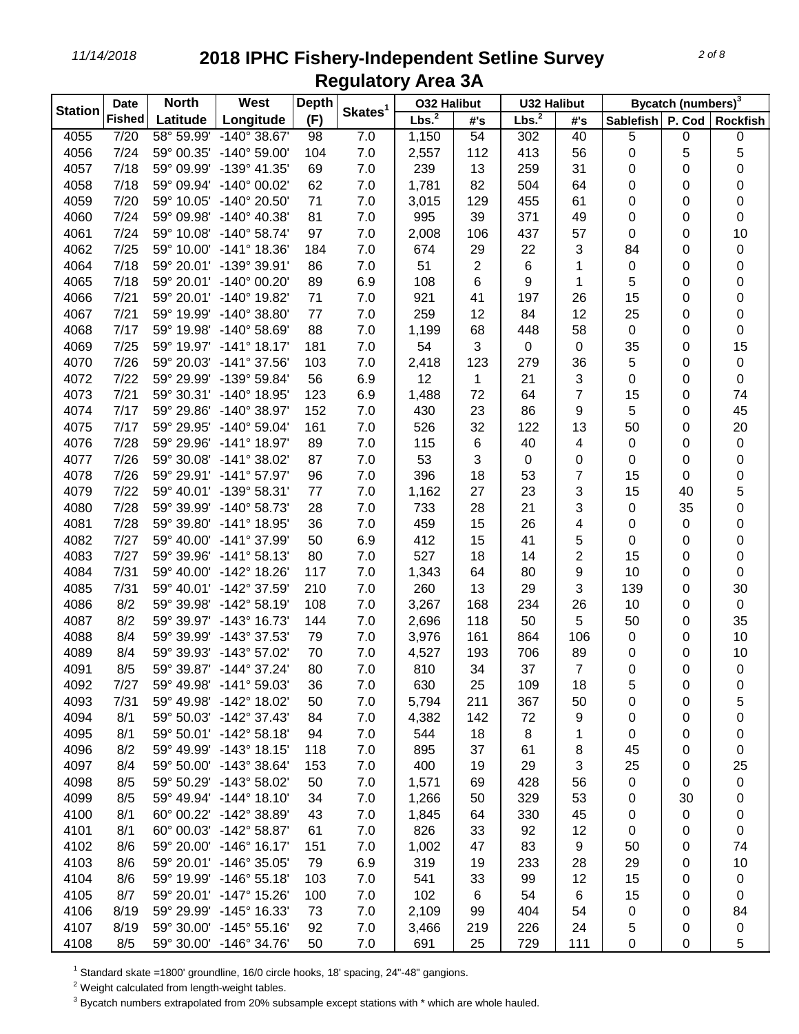11/14/2018

# 2018 IPHC Fishery-Independent Setline Survey Regulatory Area 3A

| Station | Date Fished | North Latitude | West Longitude | Depth (F) | Skates[1] | O32 Halibut | | U32 Halibut | | Bycatch (numbers)[3] | | |
|---|---|---|---|---|---|---|---|---|---|---|---|---|
| | | | | | | Lbs.[2] | #'s | Lbs.[2] | #'s | Sablefish | P. Cod | Rockfish |
| 4055 | 7/20 | 58° 59.99' | -140° 38.67' | 98 | 7.0 | 1,150 | 54 | 302 | 40 | 5 | 0 | 0 |
| 4056 | 7/24 | 59° 00.35' | -140° 59.00' | 104 | 7.0 | 2,557 | 112 | 413 | 56 | 0 | 5 | 5 |
| 4057 | 7/18 | 59° 09.99' | -139° 41.35' | 69 | 7.0 | 239 | 13 | 259 | 31 | 0 | 0 | 0 |
| 4058 | 7/18 | 59° 09.94' | -140° 00.02' | 62 | 7.0 | 1,781 | 82 | 504 | 64 | 0 | 0 | 0 |
| 4059 | 7/20 | 59° 10.05' | -140° 20.50' | 71 | 7.0 | 3,015 | 129 | 455 | 61 | 0 | 0 | 0 |
| 4060 | 7/24 | 59° 09.98' | -140° 40.38' | 81 | 7.0 | 995 | 39 | 371 | 49 | 0 | 0 | 0 |
| 4061 | 7/24 | 59° 10.08' | -140° 58.74' | 97 | 7.0 | 2,008 | 106 | 437 | 57 | 0 | 0 | 10 |
| 4062 | 7/25 | 59° 10.00' | -141° 18.36' | 184 | 7.0 | 674 | 29 | 22 | 3 | 84 | 0 | 0 |
| 4064 | 7/18 | 59° 20.01' | -139° 39.91' | 86 | 7.0 | 51 | 2 | 6 | 1 | 0 | 0 | 0 |
| 4065 | 7/18 | 59° 20.01' | -140° 00.20' | 89 | 6.9 | 108 | 6 | 9 | 1 | 5 | 0 | 0 |
| 4066 | 7/21 | 59° 20.01' | -140° 19.82' | 71 | 7.0 | 921 | 41 | 197 | 26 | 15 | 0 | 0 |
| 4067 | 7/21 | 59° 19.99' | -140° 38.80' | 77 | 7.0 | 259 | 12 | 84 | 12 | 25 | 0 | 0 |
| 4068 | 7/17 | 59° 19.98' | -140° 58.69' | 88 | 7.0 | 1,199 | 68 | 448 | 58 | 0 | 0 | 0 |
| 4069 | 7/25 | 59° 19.97' | -141° 18.17' | 181 | 7.0 | 54 | 3 | 0 | 0 | 35 | 0 | 15 |
| 4070 | 7/26 | 59° 20.03' | -141° 37.56' | 103 | 7.0 | 2,418 | 123 | 279 | 36 | 5 | 0 | 0 |
| 4072 | 7/22 | 59° 29.99' | -139° 59.84' | 56 | 6.9 | 12 | 1 | 21 | 3 | 0 | 0 | 0 |
| 4073 | 7/21 | 59° 30.31' | -140° 18.95' | 123 | 6.9 | 1,488 | 72 | 64 | 7 | 15 | 0 | 74 |
| 4074 | 7/17 | 59° 29.86' | -140° 38.97' | 152 | 7.0 | 430 | 23 | 86 | 9 | 5 | 0 | 45 |
| 4075 | 7/17 | 59° 29.95' | -140° 59.04' | 161 | 7.0 | 526 | 32 | 122 | 13 | 50 | 0 | 20 |
| 4076 | 7/28 | 59° 29.96' | -141° 18.97' | 89 | 7.0 | 115 | 6 | 40 | 4 | 0 | 0 | 0 |
| 4077 | 7/26 | 59° 30.08' | -141° 38.02' | 87 | 7.0 | 53 | 3 | 0 | 0 | 0 | 0 | 0 |
| 4078 | 7/26 | 59° 29.91' | -141° 57.97' | 96 | 7.0 | 396 | 18 | 53 | 7 | 15 | 0 | 0 |
| 4079 | 7/22 | 59° 40.01' | -139° 58.31' | 77 | 7.0 | 1,162 | 27 | 23 | 3 | 15 | 40 | 5 |
| 4080 | 7/28 | 59° 39.99' | -140° 58.73' | 28 | 7.0 | 733 | 28 | 21 | 3 | 0 | 35 | 0 |
| 4081 | 7/28 | 59° 39.80' | -141° 18.95' | 36 | 7.0 | 459 | 15 | 26 | 4 | 0 | 0 | 0 |
| 4082 | 7/27 | 59° 40.00' | -141° 37.99' | 50 | 6.9 | 412 | 15 | 41 | 5 | 0 | 0 | 0 |
| 4083 | 7/27 | 59° 39.96' | -141° 58.13' | 80 | 7.0 | 527 | 18 | 14 | 2 | 15 | 0 | 0 |
| 4084 | 7/31 | 59° 40.00' | -142° 18.26' | 117 | 7.0 | 1,343 | 64 | 80 | 9 | 10 | 0 | 0 |
| 4085 | 7/31 | 59° 40.01' | -142° 37.59' | 210 | 7.0 | 260 | 13 | 29 | 3 | 139 | 0 | 30 |
| 4086 | 8/2 | 59° 39.98' | -142° 58.19' | 108 | 7.0 | 3,267 | 168 | 234 | 26 | 10 | 0 | 0 |
| 4087 | 8/2 | 59° 39.97' | -143° 16.73' | 144 | 7.0 | 2,696 | 118 | 50 | 5 | 50 | 0 | 35 |
| 4088 | 8/4 | 59° 39.99' | -143° 37.53' | 79 | 7.0 | 3,976 | 161 | 864 | 106 | 0 | 0 | 10 |
| 4089 | 8/4 | 59° 39.93' | -143° 57.02' | 70 | 7.0 | 4,527 | 193 | 706 | 89 | 0 | 0 | 10 |
| 4091 | 8/5 | 59° 39.87' | -144° 37.24' | 80 | 7.0 | 810 | 34 | 37 | 7 | 0 | 0 | 0 |
| 4092 | 7/27 | 59° 49.98' | -141° 59.03' | 36 | 7.0 | 630 | 25 | 109 | 18 | 5 | 0 | 0 |
| 4093 | 7/31 | 59° 49.98' | -142° 18.02' | 50 | 7.0 | 5,794 | 211 | 367 | 50 | 0 | 0 | 5 |
| 4094 | 8/1 | 59° 50.03' | -142° 37.43' | 84 | 7.0 | 4,382 | 142 | 72 | 9 | 0 | 0 | 0 |
| 4095 | 8/1 | 59° 50.01' | -142° 58.18' | 94 | 7.0 | 544 | 18 | 8 | 1 | 0 | 0 | 0 |
| 4096 | 8/2 | 59° 49.99' | -143° 18.15' | 118 | 7.0 | 895 | 37 | 61 | 8 | 45 | 0 | 0 |
| 4097 | 8/4 | 59° 50.00' | -143° 38.64' | 153 | 7.0 | 400 | 19 | 29 | 3 | 25 | 0 | 25 |
| 4098 | 8/5 | 59° 50.29' | -143° 58.02' | 50 | 7.0 | 1,571 | 69 | 428 | 56 | 0 | 0 | 0 |
| 4099 | 8/5 | 59° 49.94' | -144° 18.10' | 34 | 7.0 | 1,266 | 50 | 329 | 53 | 0 | 30 | 0 |
| 4100 | 8/1 | 60° 00.22' | -142° 38.89' | 43 | 7.0 | 1,845 | 64 | 330 | 45 | 0 | 0 | 0 |
| 4101 | 8/1 | 60° 00.03' | -142° 58.87' | 61 | 7.0 | 826 | 33 | 92 | 12 | 0 | 0 | 0 |
| 4102 | 8/6 | 59° 20.00' | -146° 16.17' | 151 | 7.0 | 1,002 | 47 | 83 | 9 | 50 | 0 | 74 |
| 4103 | 8/6 | 59° 20.01' | -146° 35.05' | 79 | 6.9 | 319 | 19 | 233 | 28 | 29 | 0 | 10 |
| 4104 | 8/6 | 59° 19.99' | -146° 55.18' | 103 | 7.0 | 541 | 33 | 99 | 12 | 15 | 0 | 0 |
| 4105 | 8/7 | 59° 20.01' | -147° 15.26' | 100 | 7.0 | 102 | 6 | 54 | 6 | 15 | 0 | 0 |
| 4106 | 8/19 | 59° 29.99' | -145° 16.33' | 73 | 7.0 | 2,109 | 99 | 404 | 54 | 0 | 0 | 84 |
| 4107 | 8/19 | 59° 30.00' | -145° 55.16' | 92 | 7.0 | 3,466 | 219 | 226 | 24 | 5 | 0 | 0 |
| 4108 | 8/5 | 59° 30.00' | -146° 34.76' | 50 | 7.0 | 691 | 25 | 729 | 111 | 0 | 0 | 5 |

[1] Standard skate =1800' groundline, 16/0 circle hooks, 18' spacing, 24"-48" gangions.

[2] Weight calculated from length-weight tables.

[3] Bycatch numbers extrapolated from 20% subsample except stations with * which are whole hauled.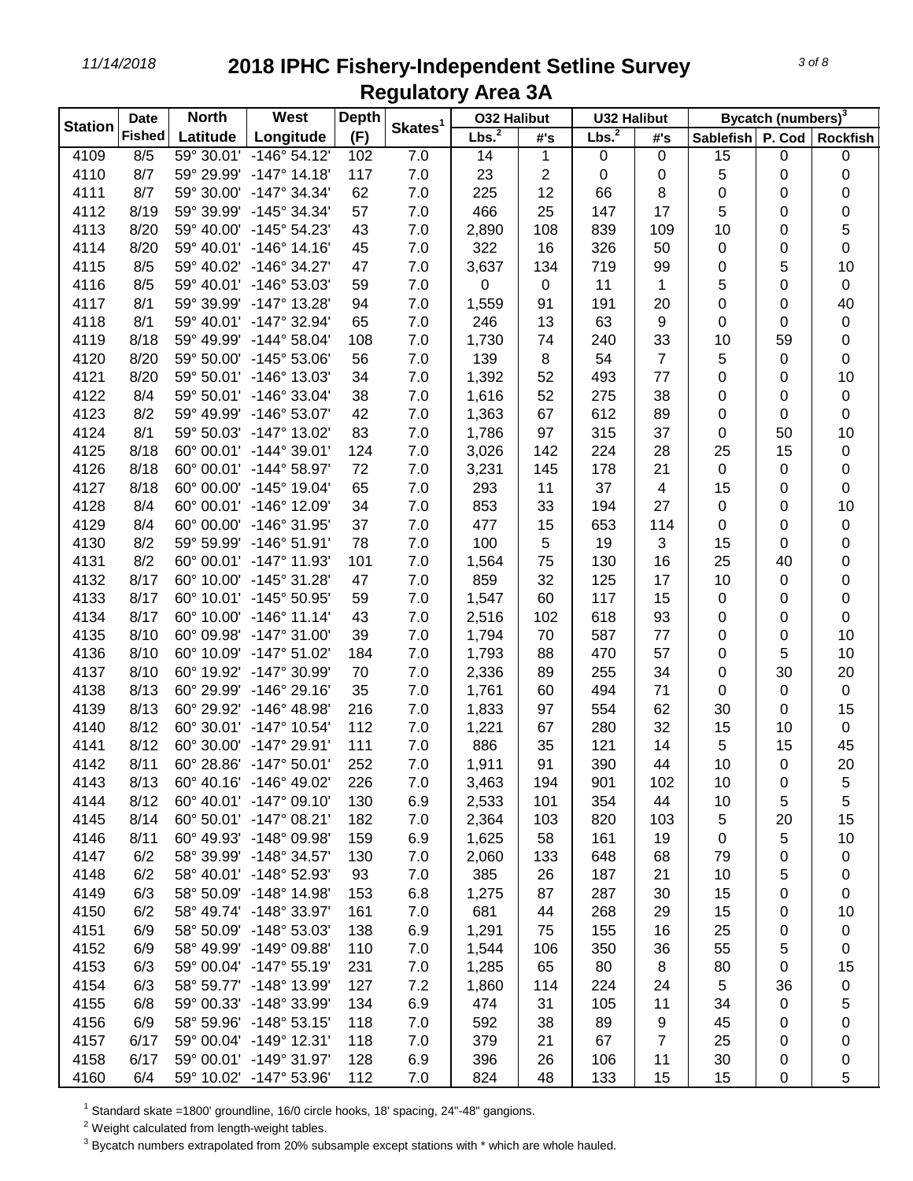# 2018 IPHC Fishery-Independent Setline Survey

## Regulatory Area 3A

| Station | Date Fished | North Latitude | West Longitude | Depth (F) | Skates[1] | O32 Halibut Lbs.[2] | O32 Halibut #'s | U32 Halibut Lbs.[2] | U32 Halibut #'s | Bycatch (numbers)[3] Sablefish | P. Cod | Rockfish |
|---|---|---|---|---|---|---|---|---|---|---|---|---|
| 4109 | 8/5 | 59° 30.01' | -146° 54.12' | 102 | 7.0 | 14 | 1 | 0 | 0 | 15 | 0 | 0 |
| 4110 | 8/7 | 59° 29.99' | -147° 14.18' | 117 | 7.0 | 23 | 2 | 0 | 0 | 5 | 0 | 0 |
| 4111 | 8/7 | 59° 30.00' | -147° 34.34' | 62 | 7.0 | 225 | 12 | 66 | 8 | 0 | 0 | 0 |
| 4112 | 8/19 | 59° 39.99' | -145° 34.34' | 57 | 7.0 | 466 | 25 | 147 | 17 | 5 | 0 | 0 |
| 4113 | 8/20 | 59° 40.00' | -145° 54.23' | 43 | 7.0 | 2,890 | 108 | 839 | 109 | 10 | 0 | 5 |
| 4114 | 8/20 | 59° 40.01' | -146° 14.16' | 45 | 7.0 | 322 | 16 | 326 | 50 | 0 | 0 | 0 |
| 4115 | 8/5 | 59° 40.02' | -146° 34.27' | 47 | 7.0 | 3,637 | 134 | 719 | 99 | 0 | 5 | 10 |
| 4116 | 8/5 | 59° 40.01' | -146° 53.03' | 59 | 7.0 | 0 | 0 | 11 | 1 | 5 | 0 | 0 |
| 4117 | 8/1 | 59° 39.99' | -147° 13.28' | 94 | 7.0 | 1,559 | 91 | 191 | 20 | 0 | 0 | 40 |
| 4118 | 8/1 | 59° 40.01' | -147° 32.94' | 65 | 7.0 | 246 | 13 | 63 | 9 | 0 | 0 | 0 |
| 4119 | 8/18 | 59° 49.99' | -144° 58.04' | 108 | 7.0 | 1,730 | 74 | 240 | 33 | 10 | 59 | 0 |
| 4120 | 8/20 | 59° 50.00' | -145° 53.06' | 56 | 7.0 | 139 | 8 | 54 | 7 | 5 | 0 | 0 |
| 4121 | 8/20 | 59° 50.01' | -146° 13.03' | 34 | 7.0 | 1,392 | 52 | 493 | 77 | 0 | 0 | 10 |
| 4122 | 8/4 | 59° 50.01' | -146° 33.04' | 38 | 7.0 | 1,616 | 52 | 275 | 38 | 0 | 0 | 0 |
| 4123 | 8/2 | 59° 49.99' | -146° 53.07' | 42 | 7.0 | 1,363 | 67 | 612 | 89 | 0 | 0 | 0 |
| 4124 | 8/1 | 59° 50.03' | -147° 13.02' | 83 | 7.0 | 1,786 | 97 | 315 | 37 | 0 | 50 | 10 |
| 4125 | 8/18 | 60° 00.01' | -144° 39.01' | 124 | 7.0 | 3,026 | 142 | 224 | 28 | 25 | 15 | 0 |
| 4126 | 8/18 | 60° 00.01' | -144° 58.97' | 72 | 7.0 | 3,231 | 145 | 178 | 21 | 0 | 0 | 0 |
| 4127 | 8/18 | 60° 00.00' | -145° 19.04' | 65 | 7.0 | 293 | 11 | 37 | 4 | 15 | 0 | 0 |
| 4128 | 8/4 | 60° 00.01' | -146° 12.09' | 34 | 7.0 | 853 | 33 | 194 | 27 | 0 | 0 | 10 |
| 4129 | 8/4 | 60° 00.00' | -146° 31.95' | 37 | 7.0 | 477 | 15 | 653 | 114 | 0 | 0 | 0 |
| 4130 | 8/2 | 59° 59.99' | -146° 51.91' | 78 | 7.0 | 100 | 5 | 19 | 3 | 15 | 0 | 0 |
| 4131 | 8/2 | 60° 00.01' | -147° 11.93' | 101 | 7.0 | 1,564 | 75 | 130 | 16 | 25 | 40 | 0 |
| 4132 | 8/17 | 60° 10.00' | -145° 31.28' | 47 | 7.0 | 859 | 32 | 125 | 17 | 10 | 0 | 0 |
| 4133 | 8/17 | 60° 10.01' | -145° 50.95' | 59 | 7.0 | 1,547 | 60 | 117 | 15 | 0 | 0 | 0 |
| 4134 | 8/17 | 60° 10.00' | -146° 11.14' | 43 | 7.0 | 2,516 | 102 | 618 | 93 | 0 | 0 | 0 |
| 4135 | 8/10 | 60° 09.98' | -147° 31.00' | 39 | 7.0 | 1,794 | 70 | 587 | 77 | 0 | 0 | 10 |
| 4136 | 8/10 | 60° 10.09' | -147° 51.02' | 184 | 7.0 | 1,793 | 88 | 470 | 57 | 0 | 5 | 10 |
| 4137 | 8/10 | 60° 19.92' | -147° 30.99' | 70 | 7.0 | 2,336 | 89 | 255 | 34 | 0 | 30 | 20 |
| 4138 | 8/13 | 60° 29.99' | -146° 29.16' | 35 | 7.0 | 1,761 | 60 | 494 | 71 | 0 | 0 | 0 |
| 4139 | 8/13 | 60° 29.92' | -146° 48.98' | 216 | 7.0 | 1,833 | 97 | 554 | 62 | 30 | 0 | 15 |
| 4140 | 8/12 | 60° 30.01' | -147° 10.54' | 112 | 7.0 | 1,221 | 67 | 280 | 32 | 15 | 10 | 0 |
| 4141 | 8/12 | 60° 30.00' | -147° 29.91' | 111 | 7.0 | 886 | 35 | 121 | 14 | 5 | 15 | 45 |
| 4142 | 8/11 | 60° 28.86' | -147° 50.01' | 252 | 7.0 | 1,911 | 91 | 390 | 44 | 10 | 0 | 20 |
| 4143 | 8/13 | 60° 40.16' | -146° 49.02' | 226 | 7.0 | 3,463 | 194 | 901 | 102 | 10 | 0 | 5 |
| 4144 | 8/12 | 60° 40.01' | -147° 09.10' | 130 | 6.9 | 2,533 | 101 | 354 | 44 | 10 | 5 | 5 |
| 4145 | 8/14 | 60° 50.01' | -147° 08.21' | 182 | 7.0 | 2,364 | 103 | 820 | 103 | 5 | 20 | 15 |
| 4146 | 8/11 | 60° 49.93' | -148° 09.98' | 159 | 6.9 | 1,625 | 58 | 161 | 19 | 0 | 5 | 10 |
| 4147 | 6/2 | 58° 39.99' | -148° 34.57' | 130 | 7.0 | 2,060 | 133 | 648 | 68 | 79 | 0 | 0 |
| 4148 | 6/2 | 58° 40.01' | -148° 52.93' | 93 | 7.0 | 385 | 26 | 187 | 21 | 10 | 5 | 0 |
| 4149 | 6/3 | 58° 50.09' | -148° 14.98' | 153 | 6.8 | 1,275 | 87 | 287 | 30 | 15 | 0 | 0 |
| 4150 | 6/2 | 58° 49.74' | -148° 33.97' | 161 | 7.0 | 681 | 44 | 268 | 29 | 15 | 0 | 10 |
| 4151 | 6/9 | 58° 50.09' | -148° 53.03' | 138 | 6.9 | 1,291 | 75 | 155 | 16 | 25 | 0 | 0 |
| 4152 | 6/9 | 58° 49.99' | -149° 09.88' | 110 | 7.0 | 1,544 | 106 | 350 | 36 | 55 | 5 | 0 |
| 4153 | 6/3 | 59° 00.04' | -147° 55.19' | 231 | 7.0 | 1,285 | 65 | 80 | 8 | 80 | 0 | 15 |
| 4154 | 6/3 | 58° 59.77' | -148° 13.99' | 127 | 7.2 | 1,860 | 114 | 224 | 24 | 5 | 36 | 0 |
| 4155 | 6/8 | 59° 00.33' | -148° 33.99' | 134 | 6.9 | 474 | 31 | 105 | 11 | 34 | 0 | 5 |
| 4156 | 6/9 | 58° 59.96' | -148° 53.15' | 118 | 7.0 | 592 | 38 | 89 | 9 | 45 | 0 | 0 |
| 4157 | 6/17 | 59° 00.04' | -149° 12.31' | 118 | 7.0 | 379 | 21 | 67 | 7 | 25 | 0 | 0 |
| 4158 | 6/17 | 59° 00.01' | -149° 31.97' | 128 | 6.9 | 396 | 26 | 106 | 11 | 30 | 0 | 0 |
| 4160 | 6/4 | 59° 10.02' | -147° 53.96' | 112 | 7.0 | 824 | 48 | 133 | 15 | 15 | 0 | 5 |

[1] Standard skate =1800' groundline, 16/0 circle hooks, 18' spacing, 24"-48" gangions.

[2] Weight calculated from length-weight tables.

[3] Bycatch numbers extrapolated from 20% subsample except stations with * which are whole hauled.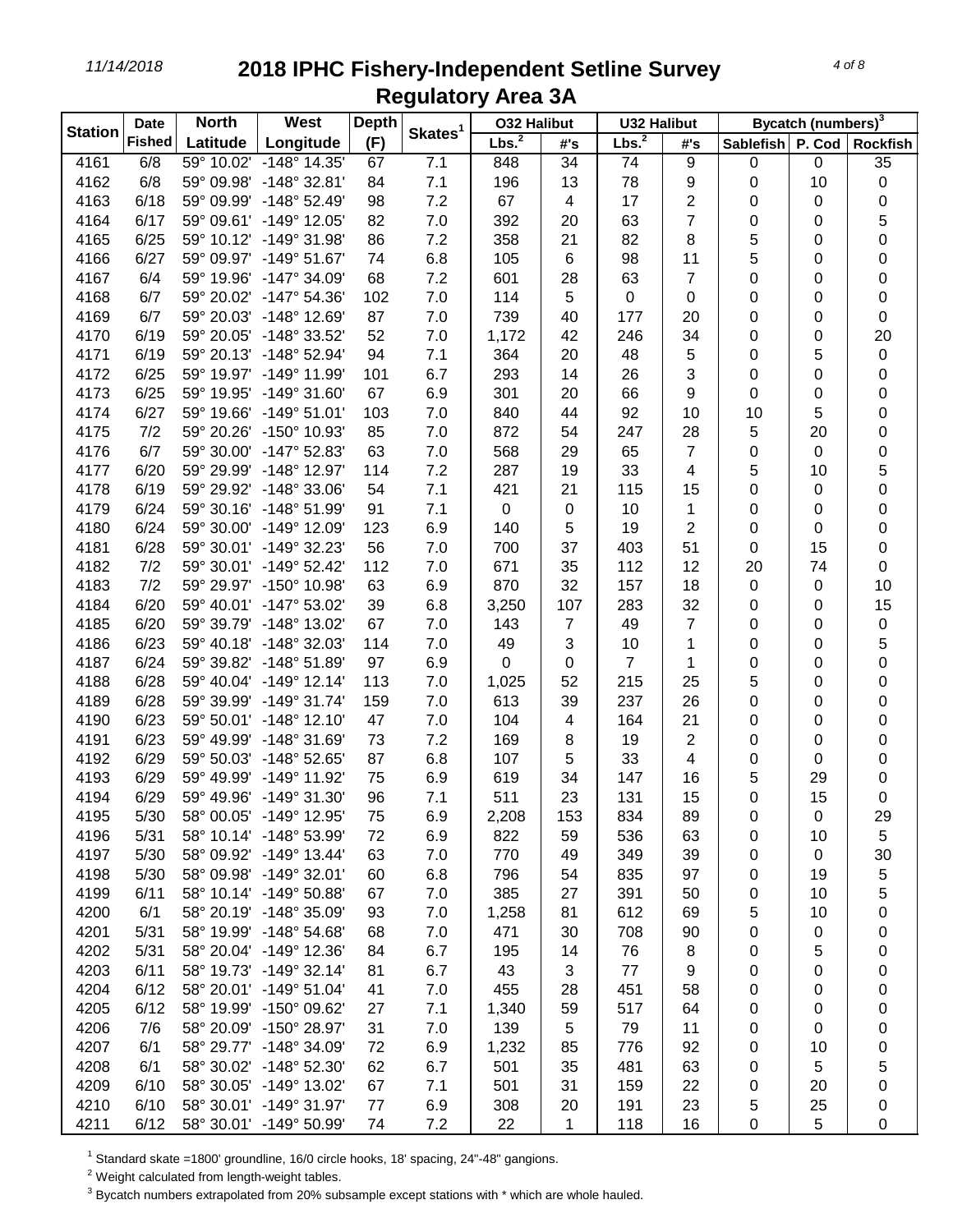# 2018 IPHC Fishery-Independent Setline Survey
## Regulatory Area 3A

| Station | Date Fished | North Latitude | West Longitude | Depth (F) | Skates[1] | O32 Halibut Lbs.[2] | O32 Halibut #'s | U32 Halibut Lbs.[2] | U32 Halibut #'s | Bycatch (numbers)[3] Sablefish | P. Cod | Rockfish |
|---|---|---|---|---|---|---|---|---|---|---|---|---|
| 4161 | 6/8 | 59° 10.02' | -148° 14.35' | 67 | 7.1 | 848 | 34 | 74 | 9 | 0 | 0 | 35 |
| 4162 | 6/8 | 59° 09.98' | -148° 32.81' | 84 | 7.1 | 196 | 13 | 78 | 9 | 0 | 10 | 0 |
| 4163 | 6/18 | 59° 09.99' | -148° 52.49' | 98 | 7.2 | 67 | 4 | 17 | 2 | 0 | 0 | 0 |
| 4164 | 6/17 | 59° 09.61' | -149° 12.05' | 82 | 7.0 | 392 | 20 | 63 | 7 | 0 | 0 | 5 |
| 4165 | 6/25 | 59° 10.12' | -149° 31.98' | 86 | 7.2 | 358 | 21 | 82 | 8 | 5 | 0 | 0 |
| 4166 | 6/27 | 59° 09.97' | -149° 51.67' | 74 | 6.8 | 105 | 6 | 98 | 11 | 5 | 0 | 0 |
| 4167 | 6/4 | 59° 19.96' | -147° 34.09' | 68 | 7.2 | 601 | 28 | 63 | 7 | 0 | 0 | 0 |
| 4168 | 6/7 | 59° 20.02' | -147° 54.36' | 102 | 7.0 | 114 | 5 | 0 | 0 | 0 | 0 | 0 |
| 4169 | 6/7 | 59° 20.03' | -148° 12.69' | 87 | 7.0 | 739 | 40 | 177 | 20 | 0 | 0 | 0 |
| 4170 | 6/19 | 59° 20.05' | -148° 33.52' | 52 | 7.0 | 1,172 | 42 | 246 | 34 | 0 | 0 | 20 |
| 4171 | 6/19 | 59° 20.13' | -148° 52.94' | 94 | 7.1 | 364 | 20 | 48 | 5 | 0 | 5 | 0 |
| 4172 | 6/25 | 59° 19.97' | -149° 11.99' | 101 | 6.7 | 293 | 14 | 26 | 3 | 0 | 0 | 0 |
| 4173 | 6/25 | 59° 19.95' | -149° 31.60' | 67 | 6.9 | 301 | 20 | 66 | 9 | 0 | 0 | 0 |
| 4174 | 6/27 | 59° 19.66' | -149° 51.01' | 103 | 7.0 | 840 | 44 | 92 | 10 | 10 | 5 | 0 |
| 4175 | 7/2 | 59° 20.26' | -150° 10.93' | 85 | 7.0 | 872 | 54 | 247 | 28 | 5 | 20 | 0 |
| 4176 | 6/7 | 59° 30.00' | -147° 52.83' | 63 | 7.0 | 568 | 29 | 65 | 7 | 0 | 0 | 0 |
| 4177 | 6/20 | 59° 29.99' | -148° 12.97' | 114 | 7.2 | 287 | 19 | 33 | 4 | 5 | 10 | 5 |
| 4178 | 6/19 | 59° 29.92' | -148° 33.06' | 54 | 7.1 | 421 | 21 | 115 | 15 | 0 | 0 | 0 |
| 4179 | 6/24 | 59° 30.16' | -148° 51.99' | 91 | 7.1 | 0 | 0 | 10 | 1 | 0 | 0 | 0 |
| 4180 | 6/24 | 59° 30.00' | -149° 12.09' | 123 | 6.9 | 140 | 5 | 19 | 2 | 0 | 0 | 0 |
| 4181 | 6/28 | 59° 30.01' | -149° 32.23' | 56 | 7.0 | 700 | 37 | 403 | 51 | 0 | 15 | 0 |
| 4182 | 7/2 | 59° 30.01' | -149° 52.42' | 112 | 7.0 | 671 | 35 | 112 | 12 | 20 | 74 | 0 |
| 4183 | 7/2 | 59° 29.97' | -150° 10.98' | 63 | 6.9 | 870 | 32 | 157 | 18 | 0 | 0 | 10 |
| 4184 | 6/20 | 59° 40.01' | -147° 53.02' | 39 | 6.8 | 3,250 | 107 | 283 | 32 | 0 | 0 | 15 |
| 4185 | 6/20 | 59° 39.79' | -148° 13.02' | 67 | 7.0 | 143 | 7 | 49 | 7 | 0 | 0 | 0 |
| 4186 | 6/23 | 59° 40.18' | -148° 32.03' | 114 | 7.0 | 49 | 3 | 10 | 1 | 0 | 0 | 5 |
| 4187 | 6/24 | 59° 39.82' | -148° 51.89' | 97 | 6.9 | 0 | 0 | 7 | 1 | 0 | 0 | 0 |
| 4188 | 6/28 | 59° 40.04' | -149° 12.14' | 113 | 7.0 | 1,025 | 52 | 215 | 25 | 5 | 0 | 0 |
| 4189 | 6/28 | 59° 39.99' | -149° 31.74' | 159 | 7.0 | 613 | 39 | 237 | 26 | 0 | 0 | 0 |
| 4190 | 6/23 | 59° 50.01' | -148° 12.10' | 47 | 7.0 | 104 | 4 | 164 | 21 | 0 | 0 | 0 |
| 4191 | 6/23 | 59° 49.99' | -148° 31.69' | 73 | 7.2 | 169 | 8 | 19 | 2 | 0 | 0 | 0 |
| 4192 | 6/29 | 59° 50.03' | -148° 52.65' | 87 | 6.8 | 107 | 5 | 33 | 4 | 0 | 0 | 0 |
| 4193 | 6/29 | 59° 49.99' | -149° 11.92' | 75 | 6.9 | 619 | 34 | 147 | 16 | 5 | 29 | 0 |
| 4194 | 6/29 | 59° 49.96' | -149° 31.30' | 96 | 7.1 | 511 | 23 | 131 | 15 | 0 | 15 | 0 |
| 4195 | 5/30 | 58° 00.05' | -149° 12.95' | 75 | 6.9 | 2,208 | 153 | 834 | 89 | 0 | 0 | 29 |
| 4196 | 5/31 | 58° 10.14' | -148° 53.99' | 72 | 6.9 | 822 | 59 | 536 | 63 | 0 | 10 | 5 |
| 4197 | 5/30 | 58° 09.92' | -149° 13.44' | 63 | 7.0 | 770 | 49 | 349 | 39 | 0 | 0 | 30 |
| 4198 | 5/30 | 58° 09.98' | -149° 32.01' | 60 | 6.8 | 796 | 54 | 835 | 97 | 0 | 19 | 5 |
| 4199 | 6/11 | 58° 10.14' | -149° 50.88' | 67 | 7.0 | 385 | 27 | 391 | 50 | 0 | 10 | 5 |
| 4200 | 6/1 | 58° 20.19' | -148° 35.09' | 93 | 7.0 | 1,258 | 81 | 612 | 69 | 5 | 10 | 0 |
| 4201 | 5/31 | 58° 19.99' | -148° 54.68' | 68 | 7.0 | 471 | 30 | 708 | 90 | 0 | 0 | 0 |
| 4202 | 5/31 | 58° 20.04' | -149° 12.36' | 84 | 6.7 | 195 | 14 | 76 | 8 | 0 | 5 | 0 |
| 4203 | 6/11 | 58° 19.73' | -149° 32.14' | 81 | 6.7 | 43 | 3 | 77 | 9 | 0 | 0 | 0 |
| 4204 | 6/12 | 58° 20.01' | -149° 51.04' | 41 | 7.0 | 455 | 28 | 451 | 58 | 0 | 0 | 0 |
| 4205 | 6/12 | 58° 19.99' | -150° 09.62' | 27 | 7.1 | 1,340 | 59 | 517 | 64 | 0 | 0 | 0 |
| 4206 | 7/6 | 58° 20.09' | -150° 28.97' | 31 | 7.0 | 139 | 5 | 79 | 11 | 0 | 0 | 0 |
| 4207 | 6/1 | 58° 29.77' | -148° 34.09' | 72 | 6.9 | 1,232 | 85 | 776 | 92 | 0 | 10 | 0 |
| 4208 | 6/1 | 58° 30.02' | -148° 52.30' | 62 | 6.7 | 501 | 35 | 481 | 63 | 0 | 5 | 5 |
| 4209 | 6/10 | 58° 30.05' | -149° 13.02' | 67 | 7.1 | 501 | 31 | 159 | 22 | 0 | 20 | 0 |
| 4210 | 6/10 | 58° 30.01' | -149° 31.97' | 77 | 6.9 | 308 | 20 | 191 | 23 | 5 | 25 | 0 |
| 4211 | 6/12 | 58° 30.01' | -149° 50.99' | 74 | 7.2 | 22 | 1 | 118 | 16 | 0 | 5 | 0 |

[1] Standard skate =1800' groundline, 16/0 circle hooks, 18' spacing, 24"-48" gangions.

[2] Weight calculated from length-weight tables.

[3] Bycatch numbers extrapolated from 20% subsample except stations with * which are whole hauled.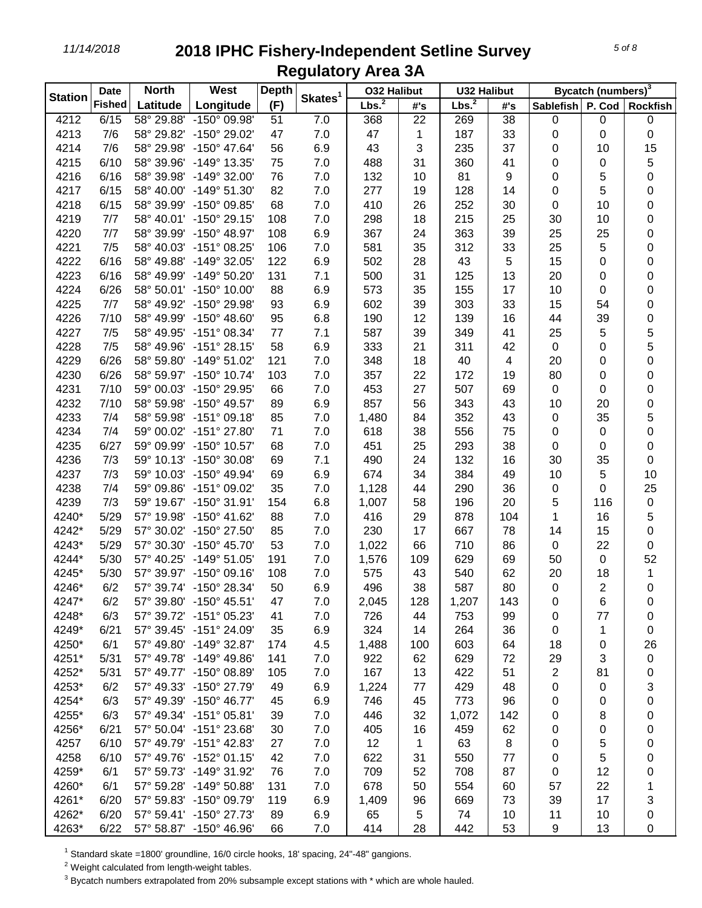# 2018 IPHC Fishery-Independent Setline Survey

## Regulatory Area 3A

| Station | Date Fished | North Latitude | West Longitude | Depth (F) | Skates[1] | O32 Halibut | | U32 Halibut | | Bycatch (numbers)[3] | | |
|---|---|---|---|---|---|---|---|---|---|---|---|---|
| | | | | | | Lbs.[2] | #'s | Lbs.[2] | #'s | Sablefish | P. Cod | Rockfish |
| 4212 | 6/15 | 58° 29.88' | -150° 09.98' | 51 | 7.0 | 368 | 22 | 269 | 38 | 0 | 0 | 0 |
| 4213 | 7/6 | 58° 29.82' | -150° 29.02' | 47 | 7.0 | 47 | 1 | 187 | 33 | 0 | 0 | 0 |
| 4214 | 7/6 | 58° 29.98' | -150° 47.64' | 56 | 6.9 | 43 | 3 | 235 | 37 | 0 | 10 | 15 |
| 4215 | 6/10 | 58° 39.96' | -149° 13.35' | 75 | 7.0 | 488 | 31 | 360 | 41 | 0 | 0 | 5 |
| 4216 | 6/16 | 58° 39.98' | -149° 32.00' | 76 | 7.0 | 132 | 10 | 81 | 9 | 0 | 5 | 0 |
| 4217 | 6/15 | 58° 40.00' | -149° 51.30' | 82 | 7.0 | 277 | 19 | 128 | 14 | 0 | 5 | 0 |
| 4218 | 6/15 | 58° 39.99' | -150° 09.85' | 68 | 7.0 | 410 | 26 | 252 | 30 | 0 | 10 | 0 |
| 4219 | 7/7 | 58° 40.01' | -150° 29.15' | 108 | 7.0 | 298 | 18 | 215 | 25 | 30 | 10 | 0 |
| 4220 | 7/7 | 58° 39.99' | -150° 48.97' | 108 | 6.9 | 367 | 24 | 363 | 39 | 25 | 25 | 0 |
| 4221 | 7/5 | 58° 40.03' | -151° 08.25' | 106 | 7.0 | 581 | 35 | 312 | 33 | 25 | 5 | 0 |
| 4222 | 6/16 | 58° 49.88' | -149° 32.05' | 122 | 6.9 | 502 | 28 | 43 | 5 | 15 | 0 | 0 |
| 4223 | 6/16 | 58° 49.99' | -149° 50.20' | 131 | 7.1 | 500 | 31 | 125 | 13 | 20 | 0 | 0 |
| 4224 | 6/26 | 58° 50.01' | -150° 10.00' | 88 | 6.9 | 573 | 35 | 155 | 17 | 10 | 0 | 0 |
| 4225 | 7/7 | 58° 49.92' | -150° 29.98' | 93 | 6.9 | 602 | 39 | 303 | 33 | 15 | 54 | 0 |
| 4226 | 7/10 | 58° 49.99' | -150° 48.60' | 95 | 6.8 | 190 | 12 | 139 | 16 | 44 | 39 | 0 |
| 4227 | 7/5 | 58° 49.95' | -151° 08.34' | 77 | 7.1 | 587 | 39 | 349 | 41 | 25 | 5 | 5 |
| 4228 | 7/5 | 58° 49.96' | -151° 28.15' | 58 | 6.9 | 333 | 21 | 311 | 42 | 0 | 0 | 5 |
| 4229 | 6/26 | 58° 59.80' | -149° 51.02' | 121 | 7.0 | 348 | 18 | 40 | 4 | 20 | 0 | 0 |
| 4230 | 6/26 | 58° 59.97' | -150° 10.74' | 103 | 7.0 | 357 | 22 | 172 | 19 | 80 | 0 | 0 |
| 4231 | 7/10 | 59° 00.03' | -150° 29.95' | 66 | 7.0 | 453 | 27 | 507 | 69 | 0 | 0 | 0 |
| 4232 | 7/10 | 58° 59.98' | -150° 49.57' | 89 | 6.9 | 857 | 56 | 343 | 43 | 10 | 20 | 0 |
| 4233 | 7/4 | 58° 59.98' | -151° 09.18' | 85 | 7.0 | 1,480 | 84 | 352 | 43 | 0 | 35 | 5 |
| 4234 | 7/4 | 59° 00.02' | -151° 27.80' | 71 | 7.0 | 618 | 38 | 556 | 75 | 0 | 0 | 0 |
| 4235 | 6/27 | 59° 09.99' | -150° 10.57' | 68 | 7.0 | 451 | 25 | 293 | 38 | 0 | 0 | 0 |
| 4236 | 7/3 | 59° 10.13' | -150° 30.08' | 69 | 7.1 | 490 | 24 | 132 | 16 | 30 | 35 | 0 |
| 4237 | 7/3 | 59° 10.03' | -150° 49.94' | 69 | 6.9 | 674 | 34 | 384 | 49 | 10 | 5 | 10 |
| 4238 | 7/4 | 59° 09.86' | -151° 09.02' | 35 | 7.0 | 1,128 | 44 | 290 | 36 | 0 | 0 | 25 |
| 4239 | 7/3 | 59° 19.67' | -150° 31.91' | 154 | 6.8 | 1,007 | 58 | 196 | 20 | 5 | 116 | 0 |
| 4240* | 5/29 | 57° 19.98' | -150° 41.62' | 88 | 7.0 | 416 | 29 | 878 | 104 | 1 | 16 | 5 |
| 4242* | 5/29 | 57° 30.02' | -150° 27.50' | 85 | 7.0 | 230 | 17 | 667 | 78 | 14 | 15 | 0 |
| 4243* | 5/29 | 57° 30.30' | -150° 45.70' | 53 | 7.0 | 1,022 | 66 | 710 | 86 | 0 | 22 | 0 |
| 4244* | 5/30 | 57° 40.25' | -149° 51.05' | 191 | 7.0 | 1,576 | 109 | 629 | 69 | 50 | 0 | 52 |
| 4245* | 5/30 | 57° 39.97' | -150° 09.16' | 108 | 7.0 | 575 | 43 | 540 | 62 | 20 | 18 | 1 |
| 4246* | 6/2 | 57° 39.74' | -150° 28.34' | 50 | 6.9 | 496 | 38 | 587 | 80 | 0 | 2 | 0 |
| 4247* | 6/2 | 57° 39.80' | -150° 45.51' | 47 | 7.0 | 2,045 | 128 | 1,207 | 143 | 0 | 6 | 0 |
| 4248* | 6/3 | 57° 39.72' | -151° 05.23' | 41 | 7.0 | 726 | 44 | 753 | 99 | 0 | 77 | 0 |
| 4249* | 6/21 | 57° 39.45' | -151° 24.09' | 35 | 6.9 | 324 | 14 | 264 | 36 | 0 | 1 | 0 |
| 4250* | 6/1 | 57° 49.80' | -149° 32.87' | 174 | 4.5 | 1,488 | 100 | 603 | 64 | 18 | 0 | 26 |
| 4251* | 5/31 | 57° 49.78' | -149° 49.86' | 141 | 7.0 | 922 | 62 | 629 | 72 | 29 | 3 | 0 |
| 4252* | 5/31 | 57° 49.77' | -150° 08.89' | 105 | 7.0 | 167 | 13 | 422 | 51 | 2 | 81 | 0 |
| 4253* | 6/2 | 57° 49.33' | -150° 27.79' | 49 | 6.9 | 1,224 | 77 | 429 | 48 | 0 | 0 | 3 |
| 4254* | 6/3 | 57° 49.39' | -150° 46.77' | 45 | 6.9 | 746 | 45 | 773 | 96 | 0 | 0 | 0 |
| 4255* | 6/3 | 57° 49.34' | -151° 05.81' | 39 | 7.0 | 446 | 32 | 1,072 | 142 | 0 | 8 | 0 |
| 4256* | 6/21 | 57° 50.04' | -151° 23.68' | 30 | 7.0 | 405 | 16 | 459 | 62 | 0 | 0 | 0 |
| 4257 | 6/10 | 57° 49.79' | -151° 42.83' | 27 | 7.0 | 12 | 1 | 63 | 8 | 0 | 5 | 0 |
| 4258 | 6/10 | 57° 49.76' | -152° 01.15' | 42 | 7.0 | 622 | 31 | 550 | 77 | 0 | 5 | 0 |
| 4259* | 6/1 | 57° 59.73' | -149° 31.92' | 76 | 7.0 | 709 | 52 | 708 | 87 | 0 | 12 | 0 |
| 4260* | 6/1 | 57° 59.28' | -149° 50.88' | 131 | 7.0 | 678 | 50 | 554 | 60 | 57 | 22 | 1 |
| 4261* | 6/20 | 57° 59.83' | -150° 09.79' | 119 | 6.9 | 1,409 | 96 | 669 | 73 | 39 | 17 | 3 |
| 4262* | 6/20 | 57° 59.41' | -150° 27.73' | 89 | 6.9 | 65 | 5 | 74 | 10 | 11 | 10 | 0 |
| 4263* | 6/22 | 57° 58.87' | -150° 46.96' | 66 | 7.0 | 414 | 28 | 442 | 53 | 9 | 13 | 0 |

[1] Standard skate =1800' groundline, 16/0 circle hooks, 18' spacing, 24"-48" gangions.

[2] Weight calculated from length-weight tables.

[3] Bycatch numbers extrapolated from 20% subsample except stations with * which are whole hauled.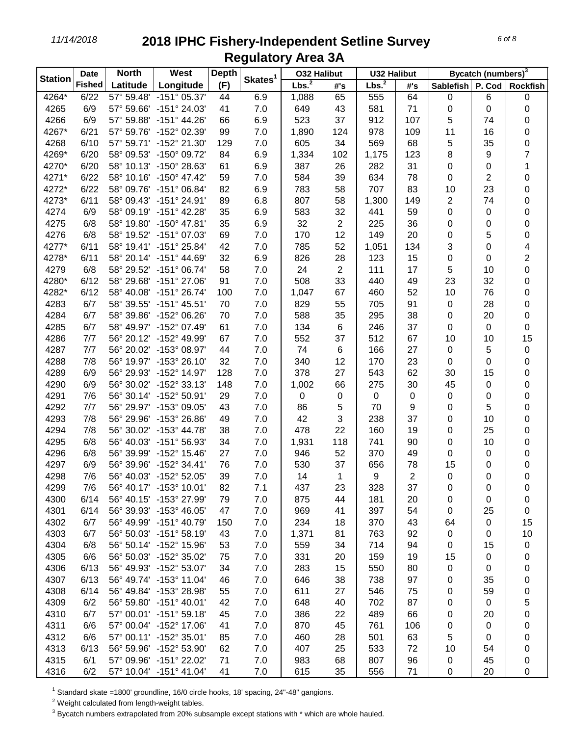# 2018 IPHC Fishery-Independent Setline Survey
## Regulatory Area 3A

| Station | Date Fished | North Latitude | West Longitude | Depth (F) | Skates[1] | O32 Halibut | | U32 Halibut | | Bycatch (numbers)[3] | | |
|---|---|---|---|---|---|---|---|---|---|---|---|---|
| | | | | | | Lbs.[2] | #'s | Lbs.[2] | #'s | Sablefish | P. Cod | Rockfish |
| 4264* | 6/22 | 57° 59.48' | -151° 05.37' | 44 | 6.9 | 1,088 | 65 | 555 | 64 | 0 | 6 | 0 |
| 4265 | 6/9 | 57° 59.66' | -151° 24.03' | 41 | 7.0 | 649 | 43 | 581 | 71 | 0 | 0 | 0 |
| 4266 | 6/9 | 57° 59.88' | -151° 44.26' | 66 | 6.9 | 523 | 37 | 912 | 107 | 5 | 74 | 0 |
| 4267* | 6/21 | 57° 59.76' | -152° 02.39' | 99 | 7.0 | 1,890 | 124 | 978 | 109 | 11 | 16 | 0 |
| 4268 | 6/10 | 57° 59.71' | -152° 21.30' | 129 | 7.0 | 605 | 34 | 569 | 68 | 5 | 35 | 0 |
| 4269* | 6/20 | 58° 09.53' | -150° 09.72' | 84 | 6.9 | 1,334 | 102 | 1,175 | 123 | 8 | 9 | 7 |
| 4270* | 6/20 | 58° 10.13' | -150° 28.63' | 61 | 6.9 | 387 | 26 | 282 | 31 | 0 | 0 | 1 |
| 4271* | 6/22 | 58° 10.16' | -150° 47.42' | 59 | 7.0 | 584 | 39 | 634 | 78 | 0 | 2 | 0 |
| 4272* | 6/22 | 58° 09.76' | -151° 06.84' | 82 | 6.9 | 783 | 58 | 707 | 83 | 10 | 23 | 0 |
| 4273* | 6/11 | 58° 09.43' | -151° 24.91' | 89 | 6.8 | 807 | 58 | 1,300 | 149 | 2 | 74 | 0 |
| 4274 | 6/9 | 58° 09.19' | -151° 42.28' | 35 | 6.9 | 583 | 32 | 441 | 59 | 0 | 0 | 0 |
| 4275 | 6/8 | 58° 19.80' | -150° 47.81' | 35 | 6.9 | 32 | 2 | 225 | 36 | 0 | 0 | 0 |
| 4276 | 6/8 | 58° 19.52' | -151° 07.03' | 69 | 7.0 | 170 | 12 | 149 | 20 | 0 | 5 | 0 |
| 4277* | 6/11 | 58° 19.41' | -151° 25.84' | 42 | 7.0 | 785 | 52 | 1,051 | 134 | 3 | 0 | 4 |
| 4278* | 6/11 | 58° 20.14' | -151° 44.69' | 32 | 6.9 | 826 | 28 | 123 | 15 | 0 | 0 | 2 |
| 4279 | 6/8 | 58° 29.52' | -151° 06.74' | 58 | 7.0 | 24 | 2 | 111 | 17 | 5 | 10 | 0 |
| 4280* | 6/12 | 58° 29.68' | -151° 27.06' | 91 | 7.0 | 508 | 33 | 440 | 49 | 23 | 32 | 0 |
| 4282* | 6/12 | 58° 40.08' | -151° 26.74' | 100 | 7.0 | 1,047 | 67 | 460 | 52 | 10 | 76 | 0 |
| 4283 | 6/7 | 58° 39.55' | -151° 45.51' | 70 | 7.0 | 829 | 55 | 705 | 91 | 0 | 28 | 0 |
| 4284 | 6/7 | 58° 39.86' | -152° 06.26' | 70 | 7.0 | 588 | 35 | 295 | 38 | 0 | 20 | 0 |
| 4285 | 6/7 | 58° 49.97' | -152° 07.49' | 61 | 7.0 | 134 | 6 | 246 | 37 | 0 | 0 | 0 |
| 4286 | 7/7 | 56° 20.12' | -152° 49.99' | 67 | 7.0 | 552 | 37 | 512 | 67 | 10 | 10 | 15 |
| 4287 | 7/7 | 56° 20.02' | -153° 08.97' | 44 | 7.0 | 74 | 6 | 166 | 27 | 0 | 5 | 0 |
| 4288 | 7/8 | 56° 19.97' | -153° 26.10' | 32 | 7.0 | 340 | 12 | 170 | 23 | 0 | 0 | 0 |
| 4289 | 6/9 | 56° 29.93' | -152° 14.97' | 128 | 7.0 | 378 | 27 | 543 | 62 | 30 | 15 | 0 |
| 4290 | 6/9 | 56° 30.02' | -152° 33.13' | 148 | 7.0 | 1,002 | 66 | 275 | 30 | 45 | 0 | 0 |
| 4291 | 7/6 | 56° 30.14' | -152° 50.91' | 29 | 7.0 | 0 | 0 | 0 | 0 | 0 | 0 | 0 |
| 4292 | 7/7 | 56° 29.97' | -153° 09.05' | 43 | 7.0 | 86 | 5 | 70 | 9 | 0 | 5 | 0 |
| 4293 | 7/8 | 56° 29.96' | -153° 26.86' | 49 | 7.0 | 42 | 3 | 238 | 37 | 0 | 10 | 0 |
| 4294 | 7/8 | 56° 30.02' | -153° 44.78' | 38 | 7.0 | 478 | 22 | 160 | 19 | 0 | 25 | 0 |
| 4295 | 6/8 | 56° 40.03' | -151° 56.93' | 34 | 7.0 | 1,931 | 118 | 741 | 90 | 0 | 10 | 0 |
| 4296 | 6/8 | 56° 39.99' | -152° 15.46' | 27 | 7.0 | 946 | 52 | 370 | 49 | 0 | 0 | 0 |
| 4297 | 6/9 | 56° 39.96' | -152° 34.41' | 76 | 7.0 | 530 | 37 | 656 | 78 | 15 | 0 | 0 |
| 4298 | 7/6 | 56° 40.03' | -152° 52.05' | 39 | 7.0 | 14 | 1 | 9 | 2 | 0 | 0 | 0 |
| 4299 | 7/6 | 56° 40.17' | -153° 10.01' | 82 | 7.1 | 437 | 23 | 328 | 37 | 0 | 0 | 0 |
| 4300 | 6/14 | 56° 40.15' | -153° 27.99' | 79 | 7.0 | 875 | 44 | 181 | 20 | 0 | 0 | 0 |
| 4301 | 6/14 | 56° 39.93' | -153° 46.05' | 47 | 7.0 | 969 | 41 | 397 | 54 | 0 | 25 | 0 |
| 4302 | 6/7 | 56° 49.99' | -151° 40.79' | 150 | 7.0 | 234 | 18 | 370 | 43 | 64 | 0 | 15 |
| 4303 | 6/7 | 56° 50.03' | -151° 58.19' | 43 | 7.0 | 1,371 | 81 | 763 | 92 | 0 | 0 | 10 |
| 4304 | 6/8 | 56° 50.14' | -152° 15.96' | 53 | 7.0 | 559 | 34 | 714 | 94 | 0 | 15 | 0 |
| 4305 | 6/6 | 56° 50.03' | -152° 35.02' | 75 | 7.0 | 331 | 20 | 159 | 19 | 15 | 0 | 0 |
| 4306 | 6/13 | 56° 49.93' | -152° 53.07' | 34 | 7.0 | 283 | 15 | 550 | 80 | 0 | 0 | 0 |
| 4307 | 6/13 | 56° 49.74' | -153° 11.04' | 46 | 7.0 | 646 | 38 | 738 | 97 | 0 | 35 | 0 |
| 4308 | 6/14 | 56° 49.84' | -153° 28.98' | 55 | 7.0 | 611 | 27 | 546 | 75 | 0 | 59 | 0 |
| 4309 | 6/2 | 56° 59.80' | -151° 40.01' | 42 | 7.0 | 648 | 40 | 702 | 87 | 0 | 0 | 5 |
| 4310 | 6/7 | 57° 00.01' | -151° 59.18' | 45 | 7.0 | 386 | 22 | 489 | 66 | 0 | 20 | 0 |
| 4311 | 6/6 | 57° 00.04' | -152° 17.06' | 41 | 7.0 | 870 | 45 | 761 | 106 | 0 | 0 | 0 |
| 4312 | 6/6 | 57° 00.11' | -152° 35.01' | 85 | 7.0 | 460 | 28 | 501 | 63 | 5 | 0 | 0 |
| 4313 | 6/13 | 56° 59.96' | -152° 53.90' | 62 | 7.0 | 407 | 25 | 533 | 72 | 10 | 54 | 0 |
| 4315 | 6/1 | 57° 09.96' | -151° 22.02' | 71 | 7.0 | 983 | 68 | 807 | 96 | 0 | 45 | 0 |
| 4316 | 6/2 | 57° 10.04' | -151° 41.04' | 41 | 7.0 | 615 | 35 | 556 | 71 | 0 | 20 | 0 |

[1] Standard skate =1800' groundline, 16/0 circle hooks, 18' spacing, 24"-48" gangions.

[2] Weight calculated from length-weight tables.

[3] Bycatch numbers extrapolated from 20% subsample except stations with * which are whole hauled.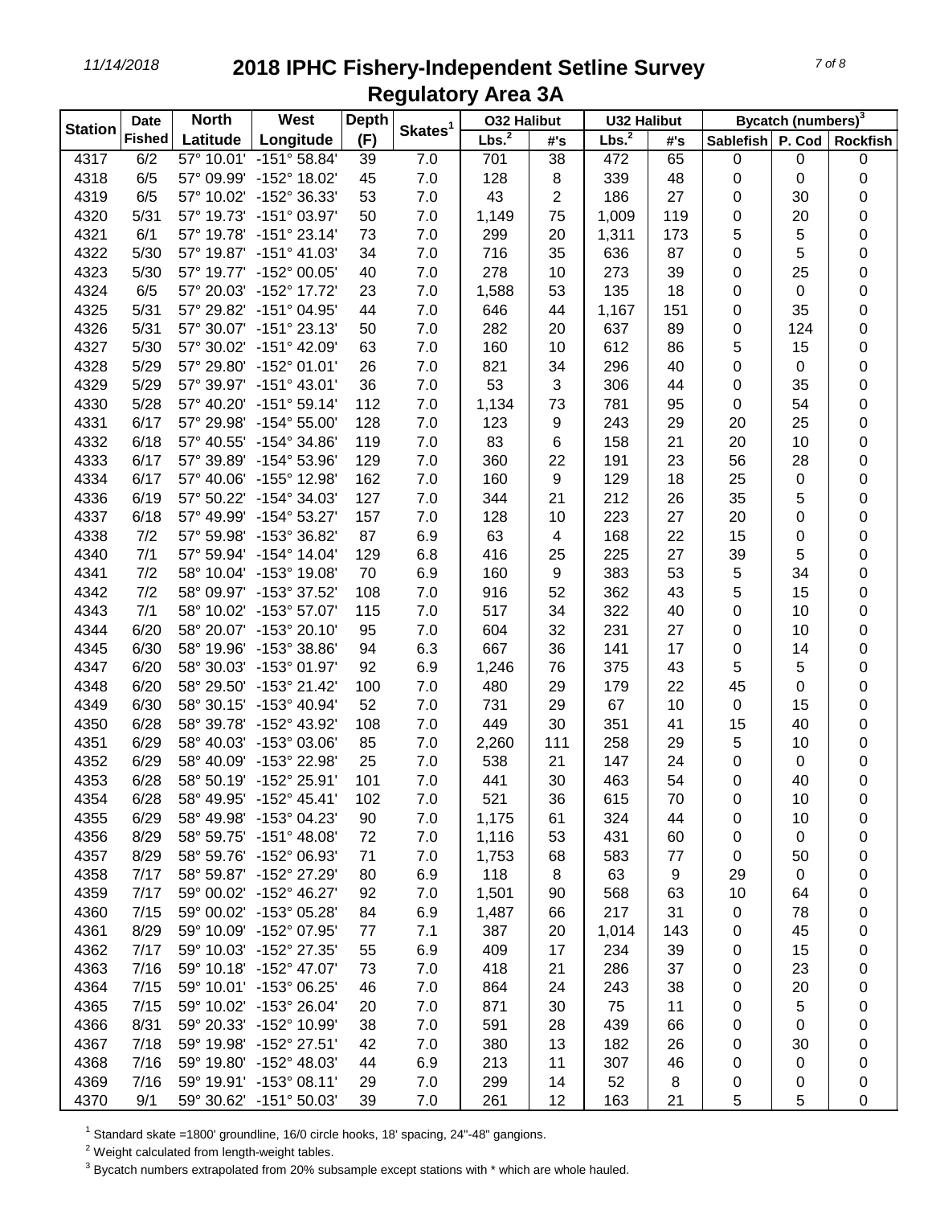# 2018 IPHC Fishery-Independent Setline Survey Regulatory Area 3A

11/14/2018

| Station | Date Fished | North Latitude | West Longitude | Depth (F) | Skates[1] | O32 Halibut Lbs.[2] | O32 Halibut #'s | U32 Halibut Lbs.[2] | U32 Halibut #'s | Bycatch (numbers)[3] Sablefish | P. Cod | Rockfish |
|---|---|---|---|---|---|---|---|---|---|---|---|---|
| 4317 | 6/2 | 57° 10.01' | -151° 58.84' | 39 | 7.0 | 701 | 38 | 472 | 65 | 0 | 0 | 0 |
| 4318 | 6/5 | 57° 09.99' | -152° 18.02' | 45 | 7.0 | 128 | 8 | 339 | 48 | 0 | 0 | 0 |
| 4319 | 6/5 | 57° 10.02' | -152° 36.33' | 53 | 7.0 | 43 | 2 | 186 | 27 | 0 | 30 | 0 |
| 4320 | 5/31 | 57° 19.73' | -151° 03.97' | 50 | 7.0 | 1,149 | 75 | 1,009 | 119 | 0 | 20 | 0 |
| 4321 | 6/1 | 57° 19.78' | -151° 23.14' | 73 | 7.0 | 299 | 20 | 1,311 | 173 | 5 | 5 | 0 |
| 4322 | 5/30 | 57° 19.87' | -151° 41.03' | 34 | 7.0 | 716 | 35 | 636 | 87 | 0 | 5 | 0 |
| 4323 | 5/30 | 57° 19.77' | -152° 00.05' | 40 | 7.0 | 278 | 10 | 273 | 39 | 0 | 25 | 0 |
| 4324 | 6/5 | 57° 20.03' | -152° 17.72' | 23 | 7.0 | 1,588 | 53 | 135 | 18 | 0 | 0 | 0 |
| 4325 | 5/31 | 57° 29.82' | -151° 04.95' | 44 | 7.0 | 646 | 44 | 1,167 | 151 | 0 | 35 | 0 |
| 4326 | 5/31 | 57° 30.07' | -151° 23.13' | 50 | 7.0 | 282 | 20 | 637 | 89 | 0 | 124 | 0 |
| 4327 | 5/30 | 57° 30.02' | -151° 42.09' | 63 | 7.0 | 160 | 10 | 612 | 86 | 5 | 15 | 0 |
| 4328 | 5/29 | 57° 29.80' | -152° 01.01' | 26 | 7.0 | 821 | 34 | 296 | 40 | 0 | 0 | 0 |
| 4329 | 5/29 | 57° 39.97' | -151° 43.01' | 36 | 7.0 | 53 | 3 | 306 | 44 | 0 | 35 | 0 |
| 4330 | 5/28 | 57° 40.20' | -151° 59.14' | 112 | 7.0 | 1,134 | 73 | 781 | 95 | 0 | 54 | 0 |
| 4331 | 6/17 | 57° 29.98' | -154° 55.00' | 128 | 7.0 | 123 | 9 | 243 | 29 | 20 | 25 | 0 |
| 4332 | 6/18 | 57° 40.55' | -154° 34.86' | 119 | 7.0 | 83 | 6 | 158 | 21 | 20 | 10 | 0 |
| 4333 | 6/17 | 57° 39.89' | -154° 53.96' | 129 | 7.0 | 360 | 22 | 191 | 23 | 56 | 28 | 0 |
| 4334 | 6/17 | 57° 40.06' | -155° 12.98' | 162 | 7.0 | 160 | 9 | 129 | 18 | 25 | 0 | 0 |
| 4336 | 6/19 | 57° 50.22' | -154° 34.03' | 127 | 7.0 | 344 | 21 | 212 | 26 | 35 | 5 | 0 |
| 4337 | 6/18 | 57° 49.99' | -154° 53.27' | 157 | 7.0 | 128 | 10 | 223 | 27 | 20 | 0 | 0 |
| 4338 | 7/2 | 57° 59.98' | -153° 36.82' | 87 | 6.9 | 63 | 4 | 168 | 22 | 15 | 0 | 0 |
| 4340 | 7/1 | 57° 59.94' | -154° 14.04' | 129 | 6.8 | 416 | 25 | 225 | 27 | 39 | 5 | 0 |
| 4341 | 7/2 | 58° 10.04' | -153° 19.08' | 70 | 6.9 | 160 | 9 | 383 | 53 | 5 | 34 | 0 |
| 4342 | 7/2 | 58° 09.97' | -153° 37.52' | 108 | 7.0 | 916 | 52 | 362 | 43 | 5 | 15 | 0 |
| 4343 | 7/1 | 58° 10.02' | -153° 57.07' | 115 | 7.0 | 517 | 34 | 322 | 40 | 0 | 10 | 0 |
| 4344 | 6/20 | 58° 20.07' | -153° 20.10' | 95 | 7.0 | 604 | 32 | 231 | 27 | 0 | 10 | 0 |
| 4345 | 6/30 | 58° 19.96' | -153° 38.86' | 94 | 6.3 | 667 | 36 | 141 | 17 | 0 | 14 | 0 |
| 4347 | 6/20 | 58° 30.03' | -153° 01.97' | 92 | 6.9 | 1,246 | 76 | 375 | 43 | 5 | 5 | 0 |
| 4348 | 6/20 | 58° 29.50' | -153° 21.42' | 100 | 7.0 | 480 | 29 | 179 | 22 | 45 | 0 | 0 |
| 4349 | 6/30 | 58° 30.15' | -153° 40.94' | 52 | 7.0 | 731 | 29 | 67 | 10 | 0 | 15 | 0 |
| 4350 | 6/28 | 58° 39.78' | -152° 43.92' | 108 | 7.0 | 449 | 30 | 351 | 41 | 15 | 40 | 0 |
| 4351 | 6/29 | 58° 40.03' | -153° 03.06' | 85 | 7.0 | 2,260 | 111 | 258 | 29 | 5 | 10 | 0 |
| 4352 | 6/29 | 58° 40.09' | -153° 22.98' | 25 | 7.0 | 538 | 21 | 147 | 24 | 0 | 0 | 0 |
| 4353 | 6/28 | 58° 50.19' | -152° 25.91' | 101 | 7.0 | 441 | 30 | 463 | 54 | 0 | 40 | 0 |
| 4354 | 6/28 | 58° 49.95' | -152° 45.41' | 102 | 7.0 | 521 | 36 | 615 | 70 | 0 | 10 | 0 |
| 4355 | 6/29 | 58° 49.98' | -153° 04.23' | 90 | 7.0 | 1,175 | 61 | 324 | 44 | 0 | 10 | 0 |
| 4356 | 8/29 | 58° 59.75' | -151° 48.08' | 72 | 7.0 | 1,116 | 53 | 431 | 60 | 0 | 0 | 0 |
| 4357 | 8/29 | 58° 59.76' | -152° 06.93' | 71 | 7.0 | 1,753 | 68 | 583 | 77 | 0 | 50 | 0 |
| 4358 | 7/17 | 58° 59.87' | -152° 27.29' | 80 | 6.9 | 118 | 8 | 63 | 9 | 29 | 0 | 0 |
| 4359 | 7/17 | 59° 00.02' | -152° 46.27' | 92 | 7.0 | 1,501 | 90 | 568 | 63 | 10 | 64 | 0 |
| 4360 | 7/15 | 59° 00.02' | -153° 05.28' | 84 | 6.9 | 1,487 | 66 | 217 | 31 | 0 | 78 | 0 |
| 4361 | 8/29 | 59° 10.09' | -152° 07.95' | 77 | 7.1 | 387 | 20 | 1,014 | 143 | 0 | 45 | 0 |
| 4362 | 7/17 | 59° 10.03' | -152° 27.35' | 55 | 6.9 | 409 | 17 | 234 | 39 | 0 | 15 | 0 |
| 4363 | 7/16 | 59° 10.18' | -152° 47.07' | 73 | 7.0 | 418 | 21 | 286 | 37 | 0 | 23 | 0 |
| 4364 | 7/15 | 59° 10.01' | -153° 06.25' | 46 | 7.0 | 864 | 24 | 243 | 38 | 0 | 20 | 0 |
| 4365 | 7/15 | 59° 10.02' | -153° 26.04' | 20 | 7.0 | 871 | 30 | 75 | 11 | 0 | 5 | 0 |
| 4366 | 8/31 | 59° 20.33' | -152° 10.99' | 38 | 7.0 | 591 | 28 | 439 | 66 | 0 | 0 | 0 |
| 4367 | 7/18 | 59° 19.98' | -152° 27.51' | 42 | 7.0 | 380 | 13 | 182 | 26 | 0 | 30 | 0 |
| 4368 | 7/16 | 59° 19.80' | -152° 48.03' | 44 | 6.9 | 213 | 11 | 307 | 46 | 0 | 0 | 0 |
| 4369 | 7/16 | 59° 19.91' | -153° 08.11' | 29 | 7.0 | 299 | 14 | 52 | 8 | 0 | 0 | 0 |
| 4370 | 9/1 | 59° 30.62' | -151° 50.03' | 39 | 7.0 | 261 | 12 | 163 | 21 | 5 | 5 | 0 |

[1] Standard skate =1800' groundline, 16/0 circle hooks, 18' spacing, 24"-48" gangions.

[2] Weight calculated from length-weight tables.

[3] Bycatch numbers extrapolated from 20% subsample except stations with * which are whole hauled.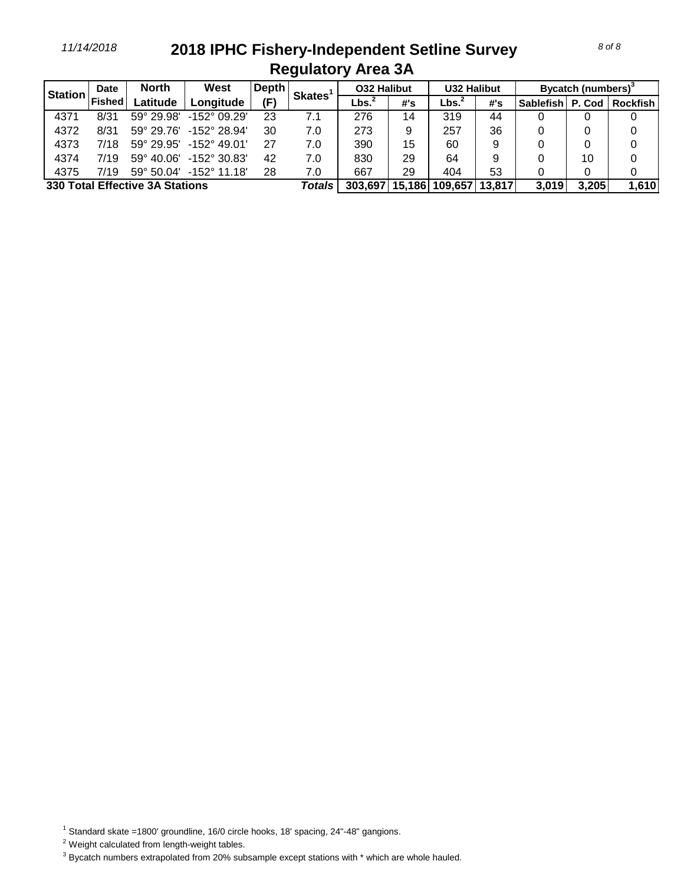# 2018 IHPC Fishery-Independent Setline Survey

## Regulatory Area 3A

| Station | Date Fished | North Latitude | West Longitude | Depth (F) | Skates[1] | O32 Halibut Lbs.[2] | O32 Halibut #'s | U32 Halibut Lbs.[2] | U32 Halibut #'s | Bycatch (numbers)[3] Sablefish | P. Cod | Rockfish |
|---|---|---|---|---|---|---|---|---|---|---|---|---|
| 4371 | 8/31 | 59° 29.98' | -152° 09.29' | 23 | 7.1 | 276 | 14 | 319 | 44 | 0 | 0 | 0 |
| 4372 | 8/31 | 59° 29.76' | -152° 28.94' | 30 | 7.0 | 273 | 9 | 257 | 36 | 0 | 0 | 0 |
| 4373 | 7/18 | 59° 29.95' | -152° 49.01' | 27 | 7.0 | 390 | 15 | 60 | 9 | 0 | 0 | 0 |
| 4374 | 7/19 | 59° 40.06' | -152° 30.83' | 42 | 7.0 | 830 | 29 | 64 | 9 | 0 | 10 | 0 |
| 4375 | 7/19 | 59° 50.04' | -152° 11.18' | 28 | 7.0 | 667 | 29 | 404 | 53 | 0 | 0 | 0 |
| **330 Total Effective 3A Stations** | | | | | ***Totals*** | **303,697** | **15,186** | **109,657** | **13,817** | **3,019** | **3,205** | **1,610** |

[1] Standard skate =1800' groundline, 16/0 circle hooks, 18' spacing, 24"-48" gangions.

[2] Weight calculated from length-weight tables.

[3] Bycatch numbers extrapolated from 20% subsample except stations with * which are whole hauled.